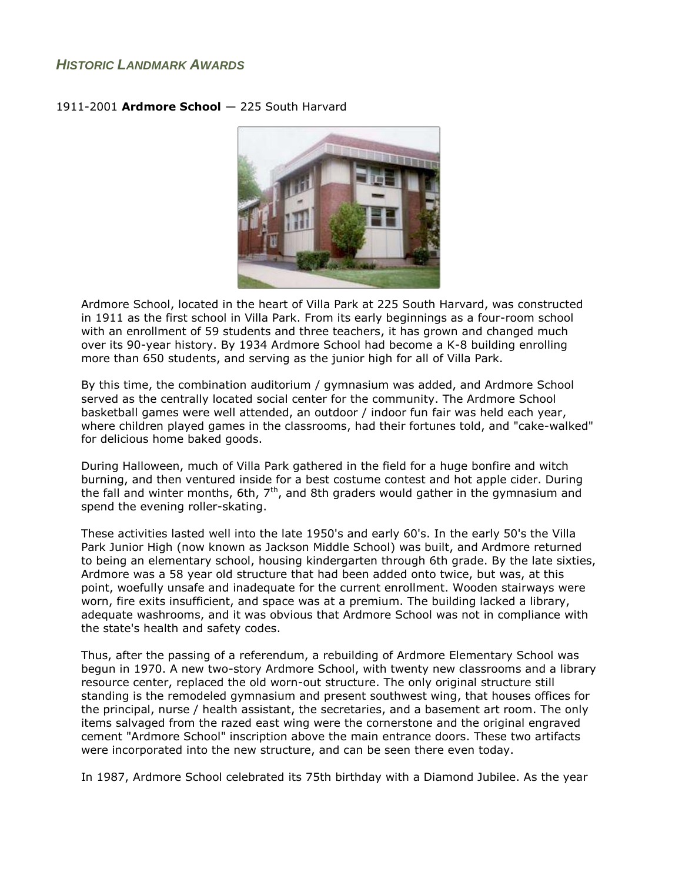## *Historic Landmark Awards*

1911-2001 **Ardmore School** — 225 South Harvard

Ardmore School, located in the heart of Villa Park at 225 South Harvard, was constructed in 1911 as the first school in Villa Park. From its early beginnings as a four-room school with an enrollment of 59 students and three teachers, it has grown and changed much over its 90-year history. By 1934 Ardmore School had become a K-8 building enrolling more than 650 students, and serving as the junior high for all of Villa Park.

By this time, the combination auditorium / gymnasium was added, and Ardmore School served as the centrally located social center for the community. The Ardmore School basketball games were well attended, an outdoor / indoor fun fair was held each year, where children played games in the classrooms, had their fortunes told, and "cake-walked" for delicious home baked goods.

During Halloween, much of Villa Park gathered in the field for a huge bonfire and witch burning, and then ventured inside for a best costume contest and hot apple cider. During the fall and winter months, 6th, 7th, and 8th graders would gather in the gymnasium and spend the evening roller-skating.

These activities lasted well into the late 1950's and early 60's. In the early 50's the Villa Park Junior High (now known as Jackson Middle School) was built, and Ardmore returned to being an elementary school, housing kindergarten through 6th grade. By the late sixties, Ardmore was a 58 year old structure that had been added onto twice, but was, at this point, woefully unsafe and inadequate for the current enrollment. Wooden stairways were worn, fire exits insufficient, and space was at a premium. The building lacked a library, adequate washrooms, and it was obvious that Ardmore School was not in compliance with the state's health and safety codes.

Thus, after the passing of a referendum, a rebuilding of Ardmore Elementary School was begun in 1970. A new two-story Ardmore School, with twenty new classrooms and a library resource center, replaced the old worn-out structure. The only original structure still standing is the remodeled gymnasium and present southwest wing, that houses offices for the principal, nurse / health assistant, the secretaries, and a basement art room. The only items salvaged from the razed east wing were the cornerstone and the original engraved cement "Ardmore School" inscription above the main entrance doors. These two artifacts were incorporated into the new structure, and can be seen there even today.

In 1987, Ardmore School celebrated its 75th birthday with a Diamond Jubilee. As the year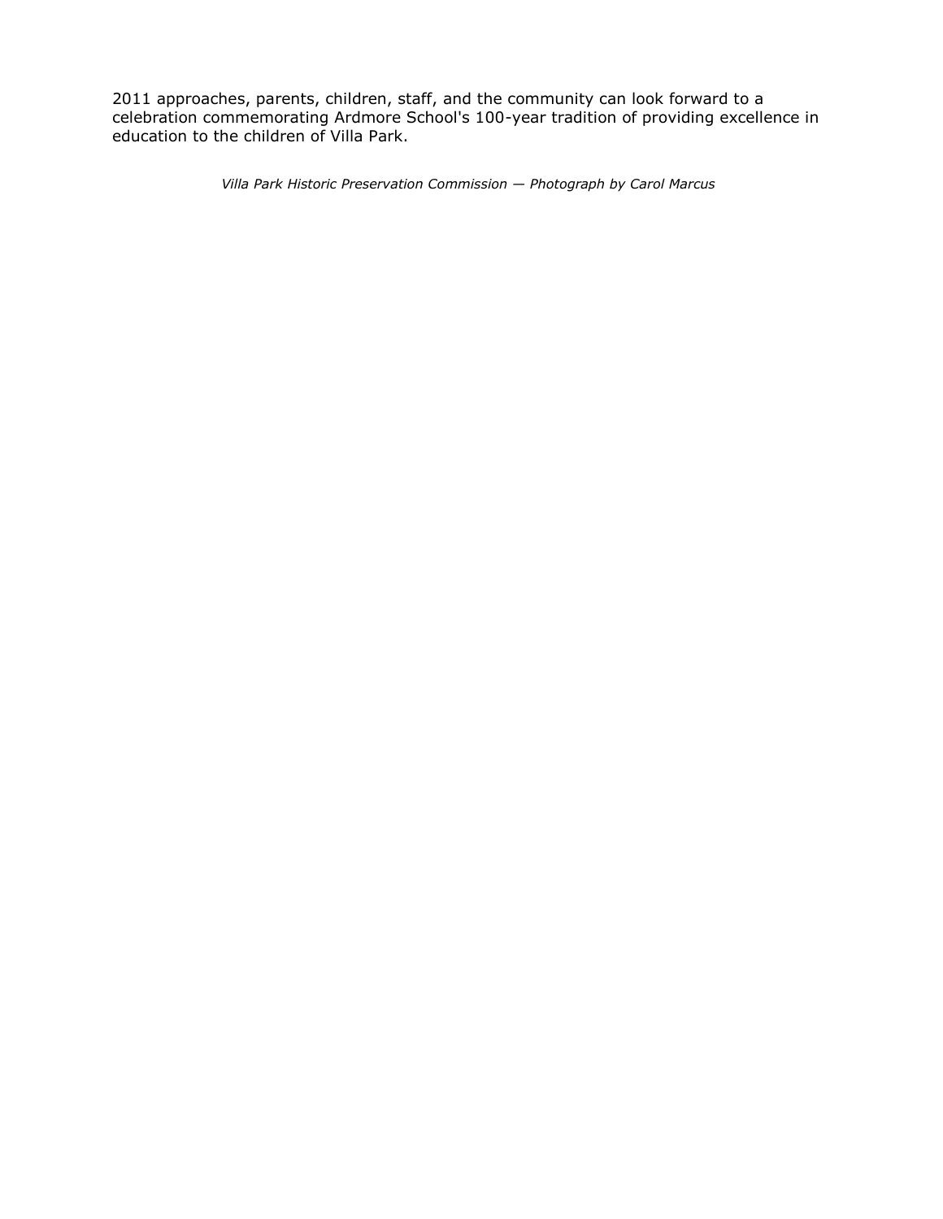2011 approaches, parents, children, staff, and the community can look forward to a celebration commemorating Ardmore School's 100-year tradition of providing excellence in education to the children of Villa Park.

*Villa Park Historic Preservation Commission — Photograph by Carol Marcus*